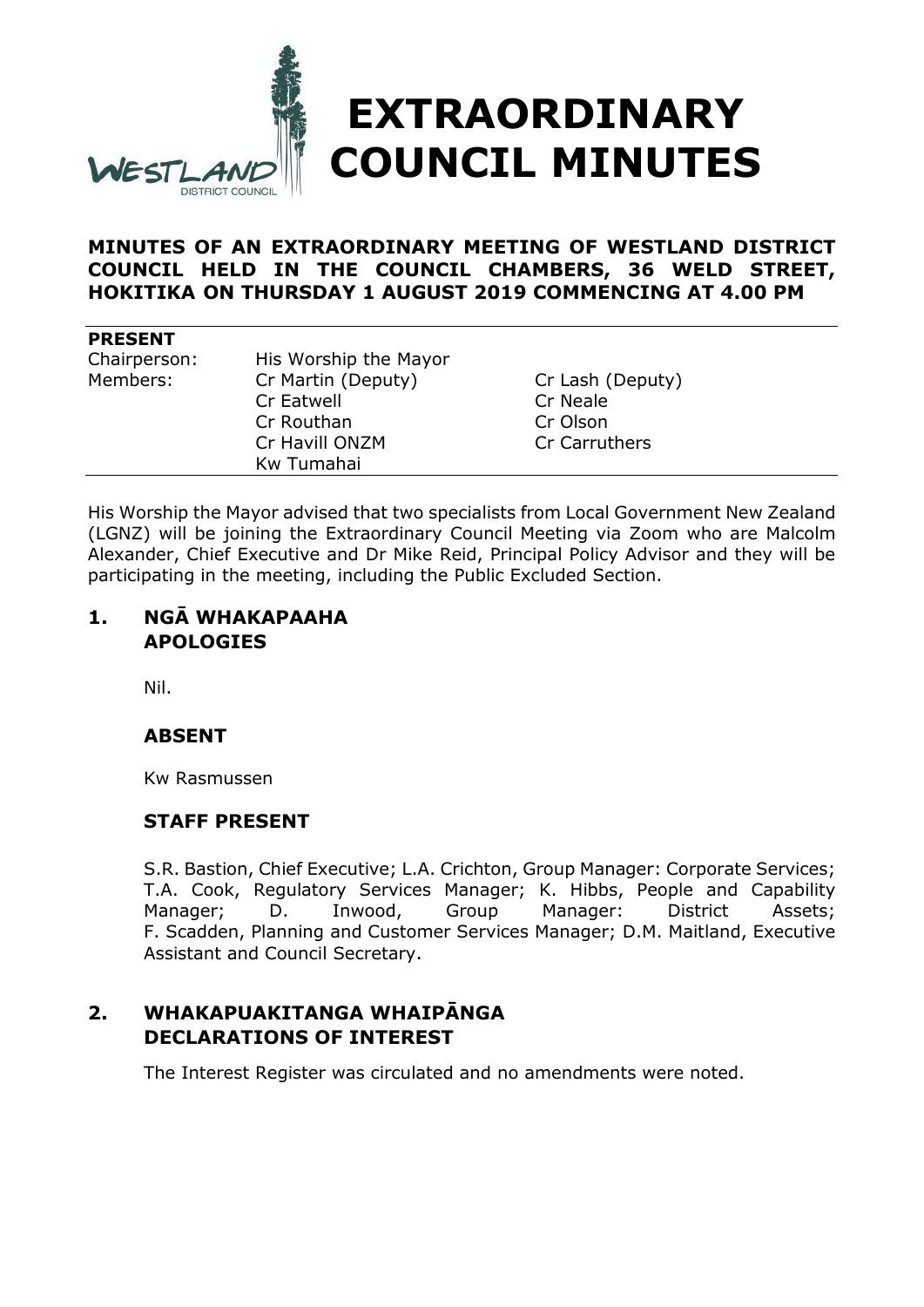# EXTRAORDINARY COUNCIL MINUTES

**MINUTES OF AN EXTRAORDINARY MEETING OF WESTLAND DISTRICT COUNCIL HELD IN THE COUNCIL CHAMBERS, 36 WELD STREET, HOKITIKA ON THURSDAY 1 AUGUST 2019 COMMENCING AT 4.00 PM**

**PRESENT**

| | | |
|---|---|---|
| Chairperson: | His Worship the Mayor | |
| Members: | Cr Martin (Deputy) | Cr Lash (Deputy) |
| | Cr Eatwell | Cr Neale |
| | Cr Routhan | Cr Olson |
| | Cr Havill ONZM | Cr Carruthers |
| | Kw Tumahai | |

His Worship the Mayor advised that two specialists from Local Government New Zealand (LGNZ) will be joining the Extraordinary Council Meeting via Zoom who are Malcolm Alexander, Chief Executive and Dr Mike Reid, Principal Policy Advisor and they will be participating in the meeting, including the Public Excluded Section.

## 1. NGĀ WHAKAPAAHA APOLOGIES

Nil.

### ABSENT

Kw Rasmussen

### STAFF PRESENT

S.R. Bastion, Chief Executive; L.A. Crichton, Group Manager: Corporate Services; T.A. Cook, Regulatory Services Manager; K. Hibbs, People and Capability Manager; D. Inwood, Group Manager: District Assets; F. Scadden, Planning and Customer Services Manager; D.M. Maitland, Executive Assistant and Council Secretary.

## 2. WHAKAPUAKITANGA WHAIPĀNGA DECLARATIONS OF INTEREST

The Interest Register was circulated and no amendments were noted.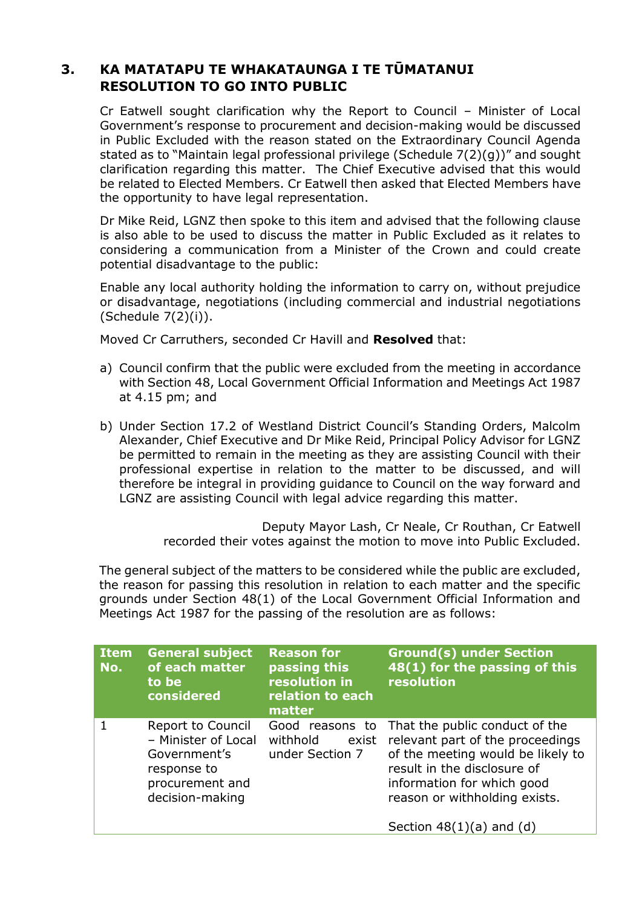## 3. KA MATATAPU TE WHAKATAUNGA I TE TŪMATANUI RESOLUTION TO GO INTO PUBLIC

Cr Eatwell sought clarification why the Report to Council – Minister of Local Government's response to procurement and decision-making would be discussed in Public Excluded with the reason stated on the Extraordinary Council Agenda stated as to "Maintain legal professional privilege (Schedule 7(2)(g))" and sought clarification regarding this matter. The Chief Executive advised that this would be related to Elected Members. Cr Eatwell then asked that Elected Members have the opportunity to have legal representation.

Dr Mike Reid, LGNZ then spoke to this item and advised that the following clause is also able to be used to discuss the matter in Public Excluded as it relates to considering a communication from a Minister of the Crown and could create potential disadvantage to the public:

Enable any local authority holding the information to carry on, without prejudice or disadvantage, negotiations (including commercial and industrial negotiations (Schedule 7(2)(i)).

Moved Cr Carruthers, seconded Cr Havill and **Resolved** that:

a) Council confirm that the public were excluded from the meeting in accordance with Section 48, Local Government Official Information and Meetings Act 1987 at 4.15 pm; and

b) Under Section 17.2 of Westland District Council's Standing Orders, Malcolm Alexander, Chief Executive and Dr Mike Reid, Principal Policy Advisor for LGNZ be permitted to remain in the meeting as they are assisting Council with their professional expertise in relation to the matter to be discussed, and will therefore be integral in providing guidance to Council on the way forward and LGNZ are assisting Council with legal advice regarding this matter.

Deputy Mayor Lash, Cr Neale, Cr Routhan, Cr Eatwell recorded their votes against the motion to move into Public Excluded.

The general subject of the matters to be considered while the public are excluded, the reason for passing this resolution in relation to each matter and the specific grounds under Section 48(1) of the Local Government Official Information and Meetings Act 1987 for the passing of the resolution are as follows:

| Item No. | General subject of each matter to be considered | Reason for passing this resolution in relation to each matter | Ground(s) under Section 48(1) for the passing of this resolution |
|---|---|---|---|
| 1 | Report to Council – Minister of Local Government's response to procurement and decision-making | Good reasons to withhold exist under Section 7 | That the public conduct of the relevant part of the proceedings of the meeting would be likely to result in the disclosure of information for which good reason or withholding exists. <br><br> Section 48(1)(a) and (d) |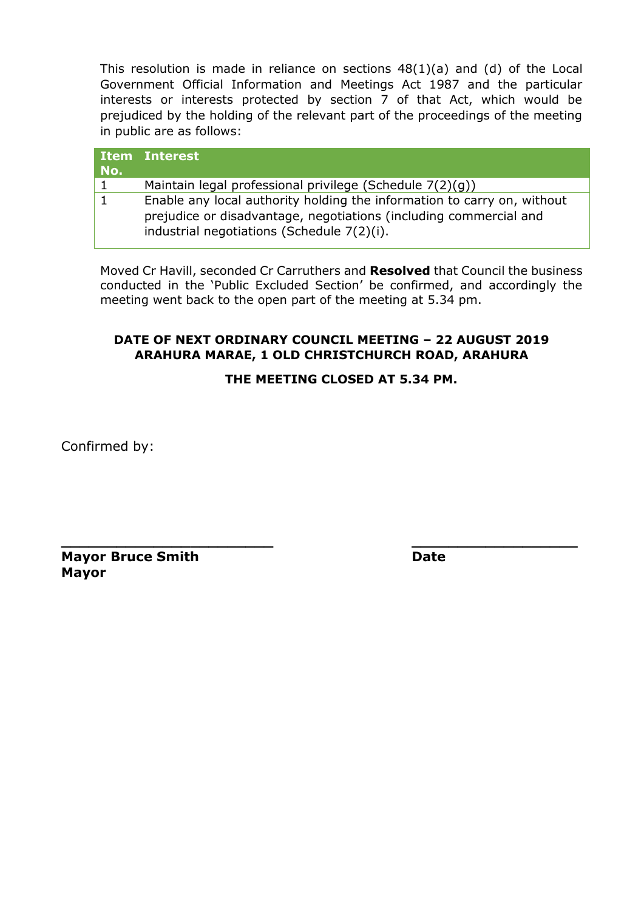This resolution is made in reliance on sections 48(1)(a) and (d) of the Local Government Official Information and Meetings Act 1987 and the particular interests or interests protected by section 7 of that Act, which would be prejudiced by the holding of the relevant part of the proceedings of the meeting in public are as follows:

| Item No. | Interest |
|---|---|
| 1 | Maintain legal professional privilege (Schedule 7(2)(g)) |
| 1 | Enable any local authority holding the information to carry on, without prejudice or disadvantage, negotiations (including commercial and industrial negotiations (Schedule 7(2)(i). |

Moved Cr Havill, seconded Cr Carruthers and **Resolved** that Council the business conducted in the 'Public Excluded Section' be confirmed, and accordingly the meeting went back to the open part of the meeting at 5.34 pm.

**DATE OF NEXT ORDINARY COUNCIL MEETING – 22 AUGUST 2019**
**ARAHURA MARAE, 1 OLD CHRISTCHURCH ROAD, ARAHURA**

**THE MEETING CLOSED AT 5.34 PM.**

Confirmed by:

\_\_\_\_\_\_\_\_\_\_\_\_\_\_\_\_\_\_\_\_\_\_\_\_\_ \_\_\_\_\_\_\_\_\_\_\_\_\_\_\_\_\_\_\_\_

**Mayor Bruce Smith** **Date**
**Mayor**